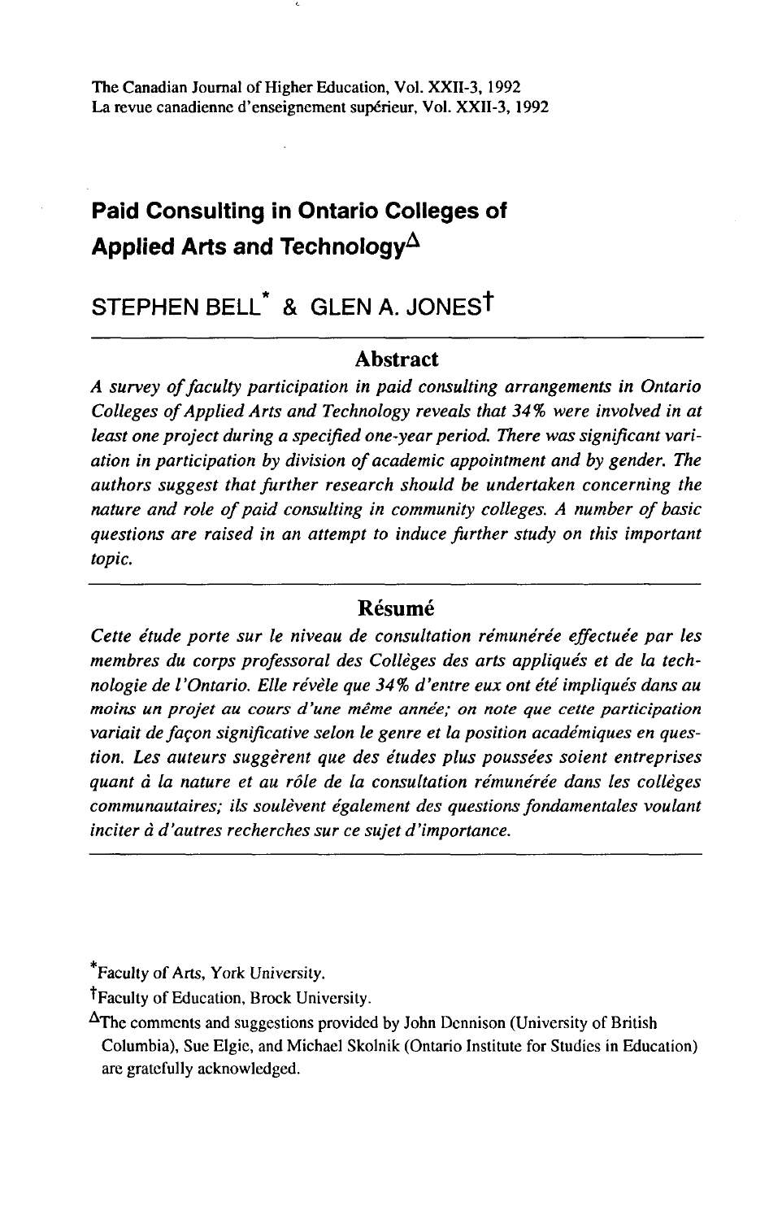# Paid Consulting in Ontario Colleges of Applied Arts and Technology[Δ]

STEPHEN BELL[*] & GLEN A. JONES[†]

## Abstract

*A survey of faculty participation in paid consulting arrangements in Ontario Colleges of Applied Arts and Technology reveals that 34% were involved in at least one project during a specified one-year period. There was significant variation in participation by division of academic appointment and by gender. The authors suggest that further research should be undertaken concerning the nature and role of paid consulting in community colleges. A number of basic questions are raised in an attempt to induce further study on this important topic.*

## Résumé

*Cette étude porte sur le niveau de consultation rémunérée effectuée par les membres du corps professoral des Collèges des arts appliqués et de la technologie de l'Ontario. Elle révèle que 34% d'entre eux ont été impliqués dans au moins un projet au cours d'une même année; on note que cette participation variait de façon significative selon le genre et la position académiques en question. Les auteurs suggèrent que des études plus poussées soient entreprises quant à la nature et au rôle de la consultation rémunérée dans les collèges communautaires; ils soulèvent également des questions fondamentales voulant inciter à d'autres recherches sur ce sujet d'importance.*

---

[*] Faculty of Arts, York University.

[†] Faculty of Education, Brock University.

[Δ] The comments and suggestions provided by John Dennison (University of British Columbia), Sue Elgie, and Michael Skolnik (Ontario Institute for Studies in Education) are gratefully acknowledged.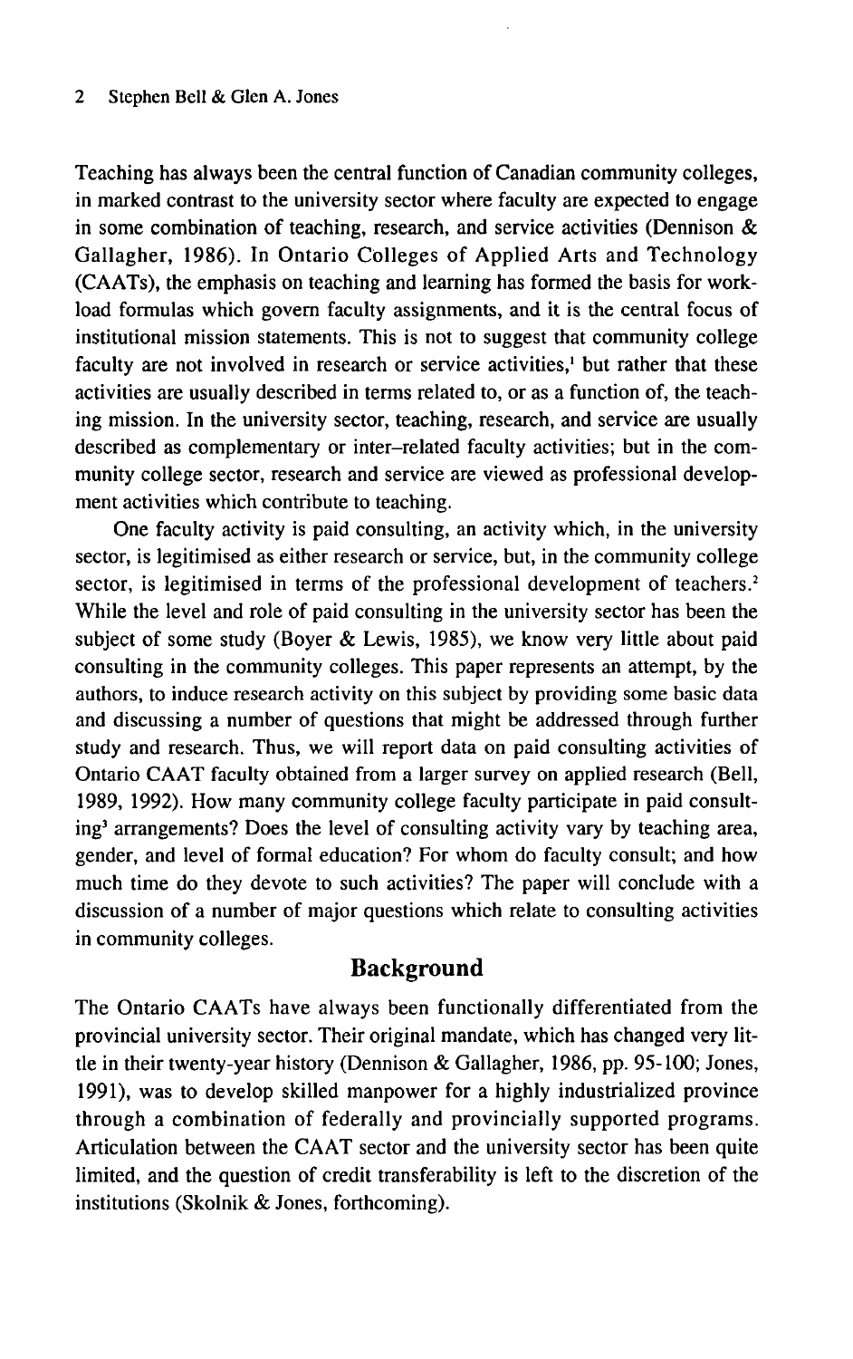Teaching has always been the central function of Canadian community colleges, in marked contrast to the university sector where faculty are expected to engage in some combination of teaching, research, and service activities (Dennison & Gallagher, 1986). In Ontario Colleges of Applied Arts and Technology (CAATs), the emphasis on teaching and learning has formed the basis for workload formulas which govern faculty assignments, and it is the central focus of institutional mission statements. This is not to suggest that community college faculty are not involved in research or service activities,[1] but rather that these activities are usually described in terms related to, or as a function of, the teaching mission. In the university sector, teaching, research, and service are usually described as complementary or inter–related faculty activities; but in the community college sector, research and service are viewed as professional development activities which contribute to teaching.

One faculty activity is paid consulting, an activity which, in the university sector, is legitimised as either research or service, but, in the community college sector, is legitimised in terms of the professional development of teachers.[2] While the level and role of paid consulting in the university sector has been the subject of some study (Boyer & Lewis, 1985), we know very little about paid consulting in the community colleges. This paper represents an attempt, by the authors, to induce research activity on this subject by providing some basic data and discussing a number of questions that might be addressed through further study and research. Thus, we will report data on paid consulting activities of Ontario CAAT faculty obtained from a larger survey on applied research (Bell, 1989, 1992). How many community college faculty participate in paid consulting[3] arrangements? Does the level of consulting activity vary by teaching area, gender, and level of formal education? For whom do faculty consult; and how much time do they devote to such activities? The paper will conclude with a discussion of a number of major questions which relate to consulting activities in community colleges.

## Background

The Ontario CAATs have always been functionally differentiated from the provincial university sector. Their original mandate, which has changed very little in their twenty-year history (Dennison & Gallagher, 1986, pp. 95-100; Jones, 1991), was to develop skilled manpower for a highly industrialized province through a combination of federally and provincially supported programs. Articulation between the CAAT sector and the university sector has been quite limited, and the question of credit transferability is left to the discretion of the institutions (Skolnik & Jones, forthcoming).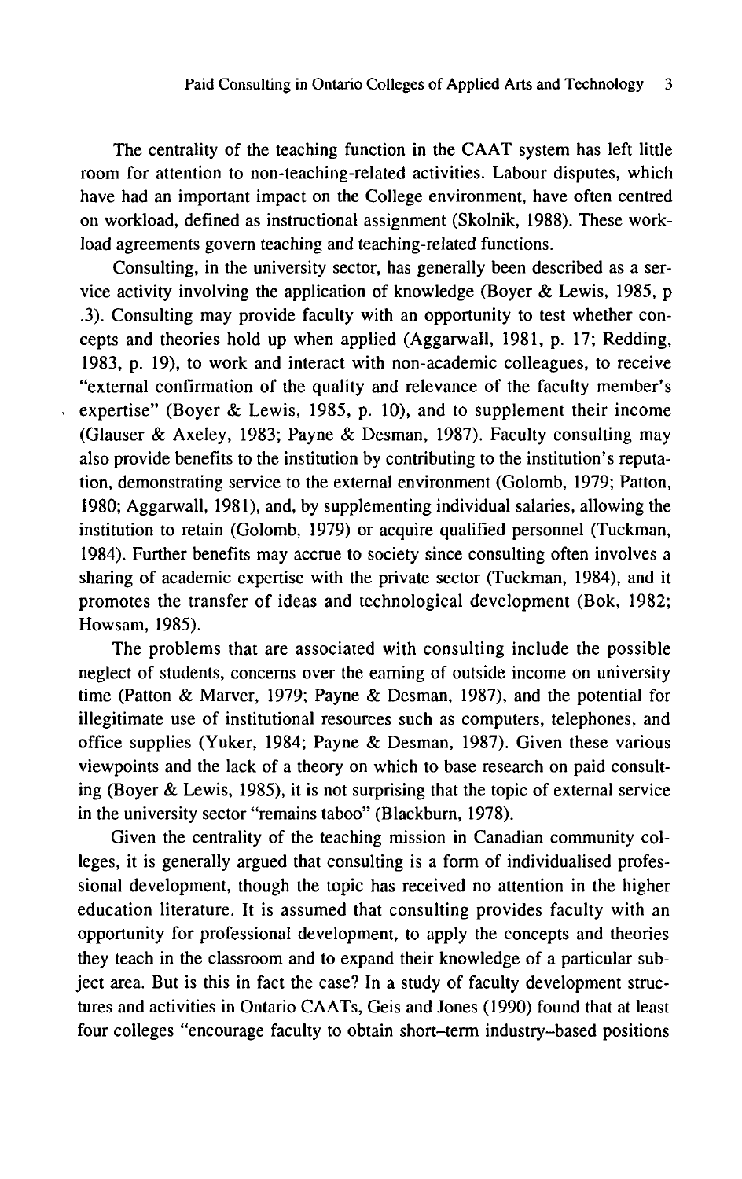The centrality of the teaching function in the CAAT system has left little room for attention to non-teaching-related activities. Labour disputes, which have had an important impact on the College environment, have often centred on workload, defined as instructional assignment (Skolnik, 1988). These workload agreements govern teaching and teaching-related functions.

Consulting, in the university sector, has generally been described as a service activity involving the application of knowledge (Boyer & Lewis, 1985, p .3). Consulting may provide faculty with an opportunity to test whether concepts and theories hold up when applied (Aggarwall, 1981, p. 17; Redding, 1983, p. 19), to work and interact with non-academic colleagues, to receive "external confirmation of the quality and relevance of the faculty member's expertise" (Boyer & Lewis, 1985, p. 10), and to supplement their income (Glauser & Axeley, 1983; Payne & Desman, 1987). Faculty consulting may also provide benefits to the institution by contributing to the institution's reputation, demonstrating service to the external environment (Golomb, 1979; Patton, 1980; Aggarwall, 1981), and, by supplementing individual salaries, allowing the institution to retain (Golomb, 1979) or acquire qualified personnel (Tuckman, 1984). Further benefits may accrue to society since consulting often involves a sharing of academic expertise with the private sector (Tuckman, 1984), and it promotes the transfer of ideas and technological development (Bok, 1982; Howsam, 1985).

The problems that are associated with consulting include the possible neglect of students, concerns over the earning of outside income on university time (Patton & Marver, 1979; Payne & Desman, 1987), and the potential for illegitimate use of institutional resources such as computers, telephones, and office supplies (Yuker, 1984; Payne & Desman, 1987). Given these various viewpoints and the lack of a theory on which to base research on paid consulting (Boyer & Lewis, 1985), it is not surprising that the topic of external service in the university sector "remains taboo" (Blackburn, 1978).

Given the centrality of the teaching mission in Canadian community colleges, it is generally argued that consulting is a form of individualised professional development, though the topic has received no attention in the higher education literature. It is assumed that consulting provides faculty with an opportunity for professional development, to apply the concepts and theories they teach in the classroom and to expand their knowledge of a particular subject area. But is this in fact the case? In a study of faculty development structures and activities in Ontario CAATs, Geis and Jones (1990) found that at least four colleges "encourage faculty to obtain short-term industry-based positions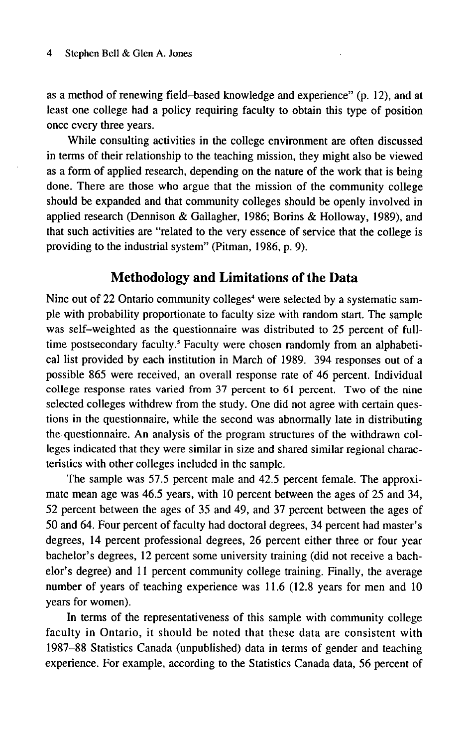as a method of renewing field–based knowledge and experience" (p. 12), and at least one college had a policy requiring faculty to obtain this type of position once every three years.

While consulting activities in the college environment are often discussed in terms of their relationship to the teaching mission, they might also be viewed as a form of applied research, depending on the nature of the work that is being done. There are those who argue that the mission of the community college should be expanded and that community colleges should be openly involved in applied research (Dennison & Gallagher, 1986; Borins & Holloway, 1989), and that such activities are "related to the very essence of service that the college is providing to the industrial system" (Pitman, 1986, p. 9).

## Methodology and Limitations of the Data

Nine out of 22 Ontario community colleges[4] were selected by a systematic sample with probability proportionate to faculty size with random start. The sample was self–weighted as the questionnaire was distributed to 25 percent of full-time postsecondary faculty.[5] Faculty were chosen randomly from an alphabetical list provided by each institution in March of 1989. 394 responses out of a possible 865 were received, an overall response rate of 46 percent. Individual college response rates varied from 37 percent to 61 percent. Two of the nine selected colleges withdrew from the study. One did not agree with certain questions in the questionnaire, while the second was abnormally late in distributing the questionnaire. An analysis of the program structures of the withdrawn colleges indicated that they were similar in size and shared similar regional characteristics with other colleges included in the sample.

The sample was 57.5 percent male and 42.5 percent female. The approximate mean age was 46.5 years, with 10 percent between the ages of 25 and 34, 52 percent between the ages of 35 and 49, and 37 percent between the ages of 50 and 64. Four percent of faculty had doctoral degrees, 34 percent had master's degrees, 14 percent professional degrees, 26 percent either three or four year bachelor's degrees, 12 percent some university training (did not receive a bachelor's degree) and 11 percent community college training. Finally, the average number of years of teaching experience was 11.6 (12.8 years for men and 10 years for women).

In terms of the representativeness of this sample with community college faculty in Ontario, it should be noted that these data are consistent with 1987–88 Statistics Canada (unpublished) data in terms of gender and teaching experience. For example, according to the Statistics Canada data, 56 percent of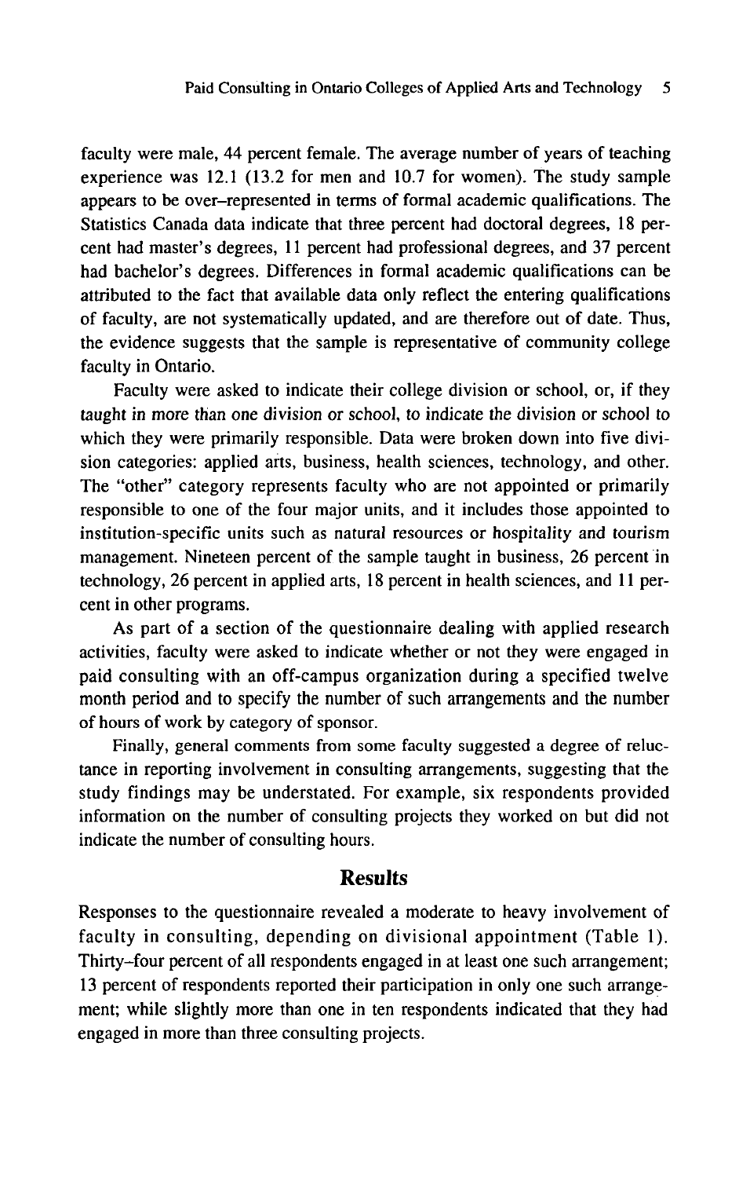faculty were male, 44 percent female. The average number of years of teaching experience was 12.1 (13.2 for men and 10.7 for women). The study sample appears to be over-represented in terms of formal academic qualifications. The Statistics Canada data indicate that three percent had doctoral degrees, 18 percent had master's degrees, 11 percent had professional degrees, and 37 percent had bachelor's degrees. Differences in formal academic qualifications can be attributed to the fact that available data only reflect the entering qualifications of faculty, are not systematically updated, and are therefore out of date. Thus, the evidence suggests that the sample is representative of community college faculty in Ontario.

Faculty were asked to indicate their college division or school, or, if they taught in more than one division or school, to indicate the division or school to which they were primarily responsible. Data were broken down into five division categories: applied arts, business, health sciences, technology, and other. The "other" category represents faculty who are not appointed or primarily responsible to one of the four major units, and it includes those appointed to institution-specific units such as natural resources or hospitality and tourism management. Nineteen percent of the sample taught in business, 26 percent in technology, 26 percent in applied arts, 18 percent in health sciences, and 11 percent in other programs.

As part of a section of the questionnaire dealing with applied research activities, faculty were asked to indicate whether or not they were engaged in paid consulting with an off-campus organization during a specified twelve month period and to specify the number of such arrangements and the number of hours of work by category of sponsor.

Finally, general comments from some faculty suggested a degree of reluctance in reporting involvement in consulting arrangements, suggesting that the study findings may be understated. For example, six respondents provided information on the number of consulting projects they worked on but did not indicate the number of consulting hours.

## Results

Responses to the questionnaire revealed a moderate to heavy involvement of faculty in consulting, depending on divisional appointment (Table 1). Thirty-four percent of all respondents engaged in at least one such arrangement; 13 percent of respondents reported their participation in only one such arrangement; while slightly more than one in ten respondents indicated that they had engaged in more than three consulting projects.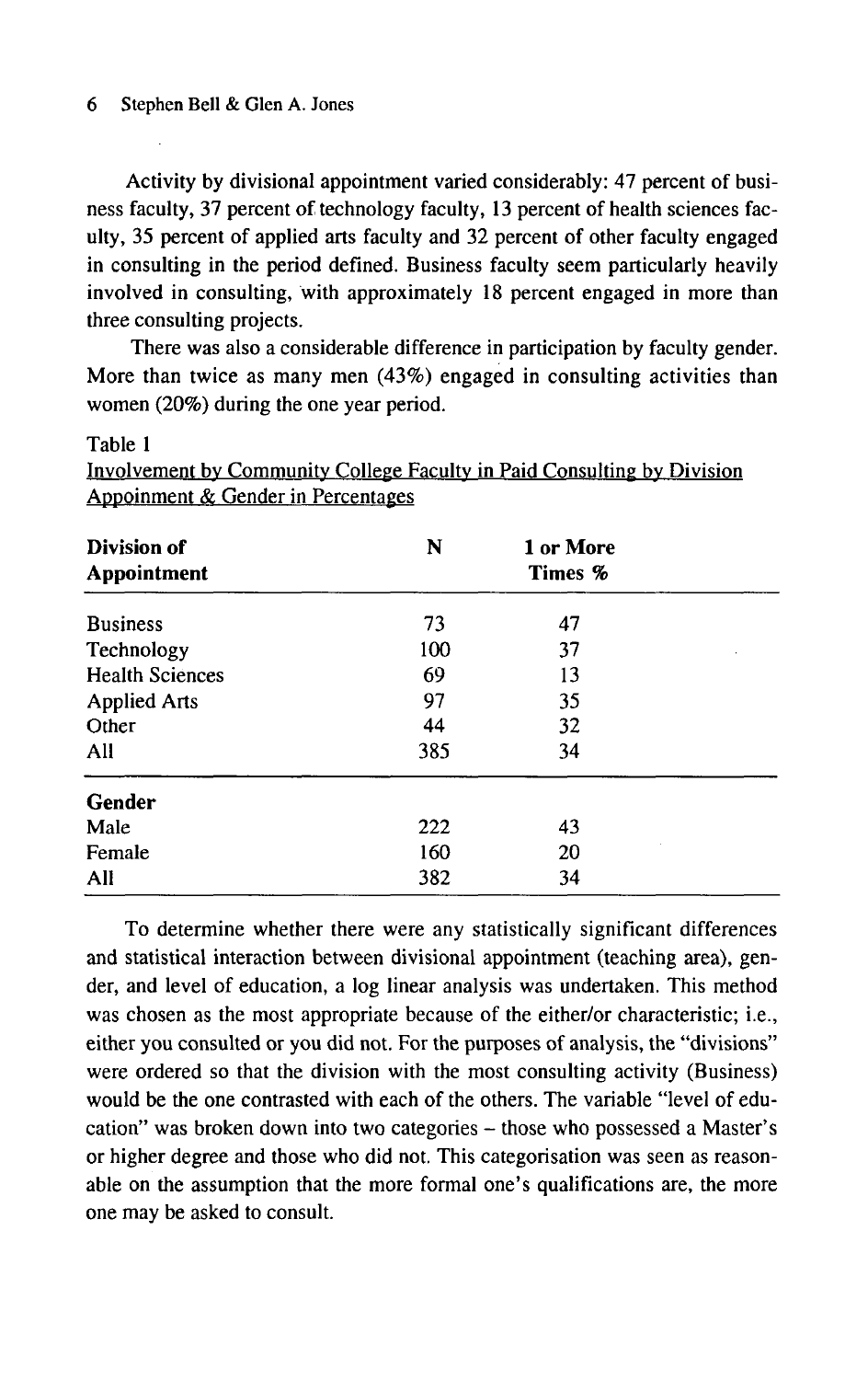Activity by divisional appointment varied considerably: 47 percent of business faculty, 37 percent of technology faculty, 13 percent of health sciences faculty, 35 percent of applied arts faculty and 32 percent of other faculty engaged in consulting in the period defined. Business faculty seem particularly heavily involved in consulting, with approximately 18 percent engaged in more than three consulting projects.

There was also a considerable difference in participation by faculty gender. More than twice as many men (43%) engaged in consulting activities than women (20%) during the one year period.

Table 1
Involvement by Community College Faculty in Paid Consulting by Division Appoinment & Gender in Percentages

| **Division of Appointment** | **N** | **1 or More Times %** |
|---|---|---|
| Business | 73 | 47 |
| Technology | 100 | 37 |
| Health Sciences | 69 | 13 |
| Applied Arts | 97 | 35 |
| Other | 44 | 32 |
| All | 385 | 34 |
| **Gender** | | |
| Male | 222 | 43 |
| Female | 160 | 20 |
| All | 382 | 34 |

To determine whether there were any statistically significant differences and statistical interaction between divisional appointment (teaching area), gender, and level of education, a log linear analysis was undertaken. This method was chosen as the most appropriate because of the either/or characteristic; i.e., either you consulted or you did not. For the purposes of analysis, the "divisions" were ordered so that the division with the most consulting activity (Business) would be the one contrasted with each of the others. The variable "level of education" was broken down into two categories – those who possessed a Master's or higher degree and those who did not. This categorisation was seen as reasonable on the assumption that the more formal one's qualifications are, the more one may be asked to consult.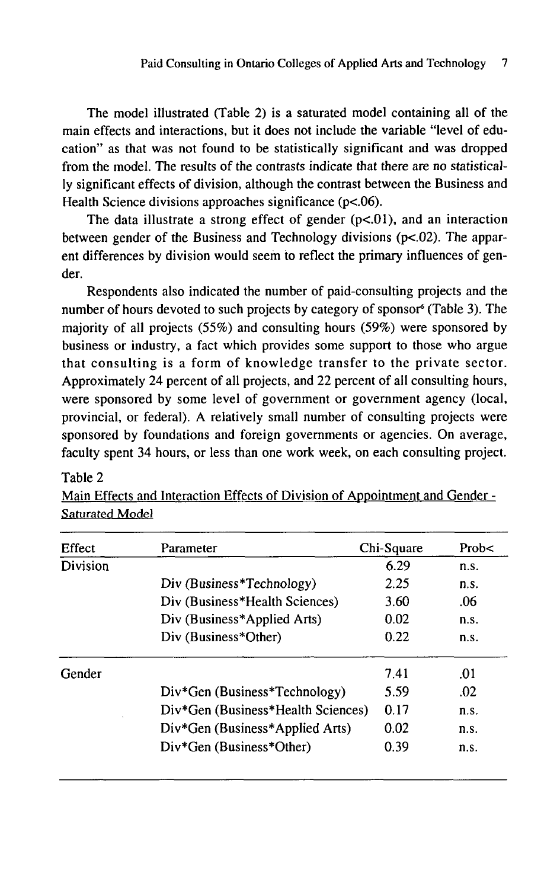The model illustrated (Table 2) is a saturated model containing all of the main effects and interactions, but it does not include the variable "level of education" as that was not found to be statistically significant and was dropped from the model. The results of the contrasts indicate that there are no statistically significant effects of division, although the contrast between the Business and Health Science divisions approaches significance ($p<.06$).

The data illustrate a strong effect of gender ($p<.01$), and an interaction between gender of the Business and Technology divisions ($p<.02$). The apparent differences by division would seem to reflect the primary influences of gender.

Respondents also indicated the number of paid-consulting projects and the number of hours devoted to such projects by category of sponsor[6] (Table 3). The majority of all projects (55%) and consulting hours (59%) were sponsored by business or industry, a fact which provides some support to those who argue that consulting is a form of knowledge transfer to the private sector. Approximately 24 percent of all projects, and 22 percent of all consulting hours, were sponsored by some level of government or government agency (local, provincial, or federal). A relatively small number of consulting projects were sponsored by foundations and foreign governments or agencies. On average, faculty spent 34 hours, or less than one work week, on each consulting project.

Table 2

Main Effects and Interaction Effects of Division of Appointment and Gender - Saturated Model

| Effect | Parameter | Chi-Square | Prob< |
|---|---|---|---|
| Division | | 6.29 | n.s. |
| | Div (Business*Technology) | 2.25 | n.s. |
| | Div (Business*Health Sciences) | 3.60 | .06 |
| | Div (Business*Applied Arts) | 0.02 | n.s. |
| | Div (Business*Other) | 0.22 | n.s. |
| Gender | | 7.41 | .01 |
| | Div*Gen (Business*Technology) | 5.59 | .02 |
| | Div*Gen (Business*Health Sciences) | 0.17 | n.s. |
| | Div*Gen (Business*Applied Arts) | 0.02 | n.s. |
| | Div*Gen (Business*Other) | 0.39 | n.s. |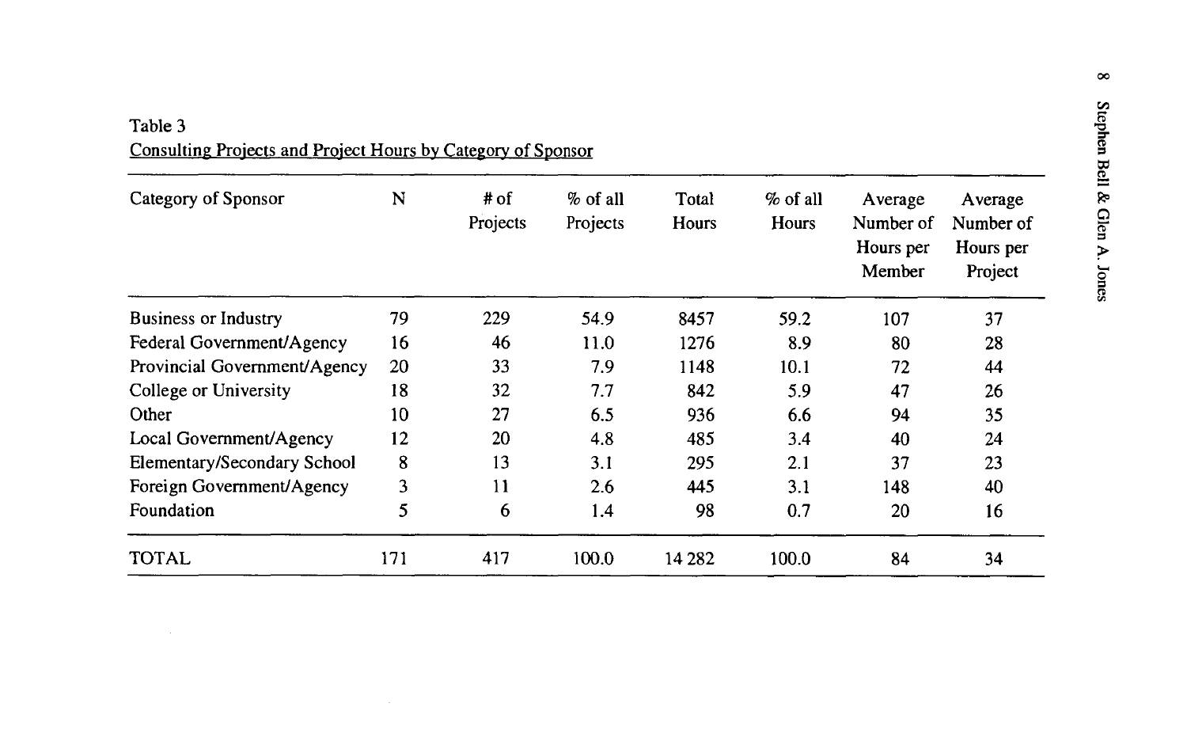Table 3

Consulting Projects and Project Hours by Category of Sponsor

| Category of Sponsor | N | # of Projects | % of all Projects | Total Hours | % of all Hours | Average Number of Hours per Member | Average Number of Hours per Project |
|---|---|---|---|---|---|---|---|
| Business or Industry | 79 | 229 | 54.9 | 8457 | 59.2 | 107 | 37 |
| Federal Government/Agency | 16 | 46 | 11.0 | 1276 | 8.9 | 80 | 28 |
| Provincial Government/Agency | 20 | 33 | 7.9 | 1148 | 10.1 | 72 | 44 |
| College or University | 18 | 32 | 7.7 | 842 | 5.9 | 47 | 26 |
| Other | 10 | 27 | 6.5 | 936 | 6.6 | 94 | 35 |
| Local Government/Agency | 12 | 20 | 4.8 | 485 | 3.4 | 40 | 24 |
| Elementary/Secondary School | 8 | 13 | 3.1 | 295 | 2.1 | 37 | 23 |
| Foreign Government/Agency | 3 | 11 | 2.6 | 445 | 3.1 | 148 | 40 |
| Foundation | 5 | 6 | 1.4 | 98 | 0.7 | 20 | 16 |
| TOTAL | 171 | 417 | 100.0 | 14 282 | 100.0 | 84 | 34 |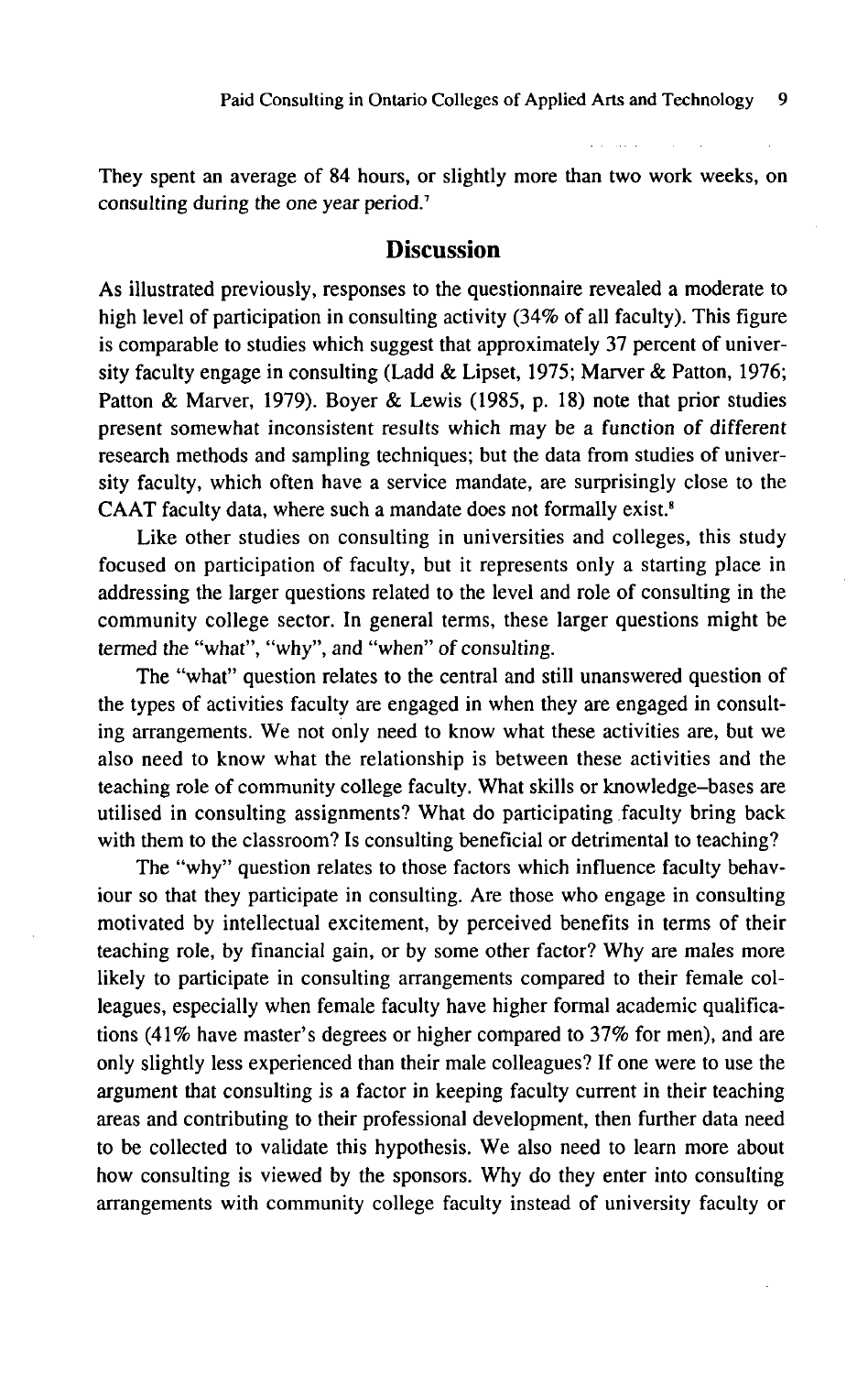They spent an average of 84 hours, or slightly more than two work weeks, on consulting during the one year period.[7]

## Discussion

As illustrated previously, responses to the questionnaire revealed a moderate to high level of participation in consulting activity (34% of all faculty). This figure is comparable to studies which suggest that approximately 37 percent of university faculty engage in consulting (Ladd & Lipset, 1975; Marver & Patton, 1976; Patton & Marver, 1979). Boyer & Lewis (1985, p. 18) note that prior studies present somewhat inconsistent results which may be a function of different research methods and sampling techniques; but the data from studies of university faculty, which often have a service mandate, are surprisingly close to the CAAT faculty data, where such a mandate does not formally exist.[8]

Like other studies on consulting in universities and colleges, this study focused on participation of faculty, but it represents only a starting place in addressing the larger questions related to the level and role of consulting in the community college sector. In general terms, these larger questions might be termed the "what", "why", and "when" of consulting.

The "what" question relates to the central and still unanswered question of the types of activities faculty are engaged in when they are engaged in consulting arrangements. We not only need to know what these activities are, but we also need to know what the relationship is between these activities and the teaching role of community college faculty. What skills or knowledge–bases are utilised in consulting assignments? What do participating faculty bring back with them to the classroom? Is consulting beneficial or detrimental to teaching?

The "why" question relates to those factors which influence faculty behaviour so that they participate in consulting. Are those who engage in consulting motivated by intellectual excitement, by perceived benefits in terms of their teaching role, by financial gain, or by some other factor? Why are males more likely to participate in consulting arrangements compared to their female colleagues, especially when female faculty have higher formal academic qualifications (41% have master's degrees or higher compared to 37% for men), and are only slightly less experienced than their male colleagues? If one were to use the argument that consulting is a factor in keeping faculty current in their teaching areas and contributing to their professional development, then further data need to be collected to validate this hypothesis. We also need to learn more about how consulting is viewed by the sponsors. Why do they enter into consulting arrangements with community college faculty instead of university faculty or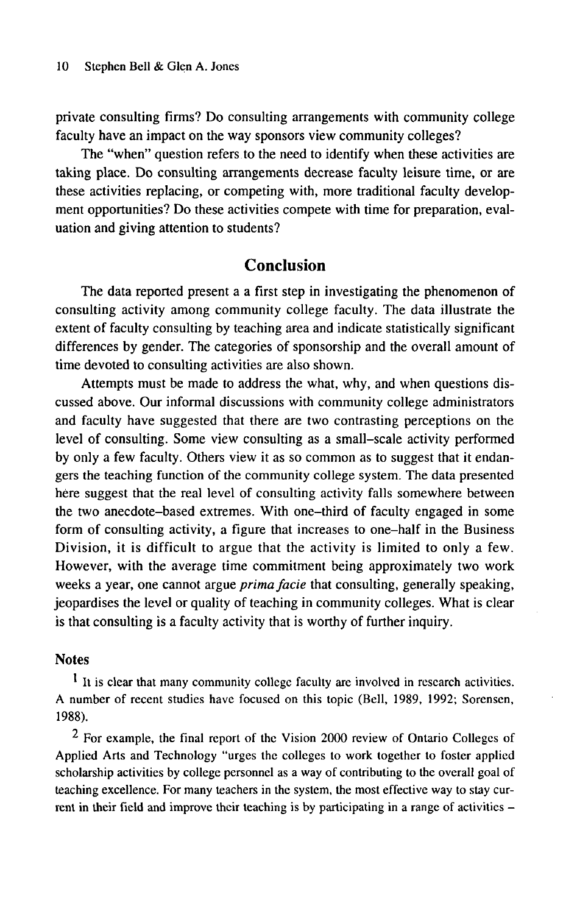private consulting firms? Do consulting arrangements with community college faculty have an impact on the way sponsors view community colleges?

The "when" question refers to the need to identify when these activities are taking place. Do consulting arrangements decrease faculty leisure time, or are these activities replacing, or competing with, more traditional faculty development opportunities? Do these activities compete with time for preparation, evaluation and giving attention to students?

## Conclusion

The data reported present a a first step in investigating the phenomenon of consulting activity among community college faculty. The data illustrate the extent of faculty consulting by teaching area and indicate statistically significant differences by gender. The categories of sponsorship and the overall amount of time devoted to consulting activities are also shown.

Attempts must be made to address the what, why, and when questions discussed above. Our informal discussions with community college administrators and faculty have suggested that there are two contrasting perceptions on the level of consulting. Some view consulting as a small–scale activity performed by only a few faculty. Others view it as so common as to suggest that it endangers the teaching function of the community college system. The data presented here suggest that the real level of consulting activity falls somewhere between the two anecdote–based extremes. With one–third of faculty engaged in some form of consulting activity, a figure that increases to one–half in the Business Division, it is difficult to argue that the activity is limited to only a few. However, with the average time commitment being approximately two work weeks a year, one cannot argue *prima facie* that consulting, generally speaking, jeopardises the level or quality of teaching in community colleges. What is clear is that consulting is a faculty activity that is worthy of further inquiry.

### Notes

[1] It is clear that many community college faculty are involved in research activities. A number of recent studies have focused on this topic (Bell, 1989, 1992; Sorensen, 1988).

[2] For example, the final report of the Vision 2000 review of Ontario Colleges of Applied Arts and Technology "urges the colleges to work together to foster applied scholarship activities by college personnel as a way of contributing to the overall goal of teaching excellence. For many teachers in the system, the most effective way to stay current in their field and improve their teaching is by participating in a range of activities –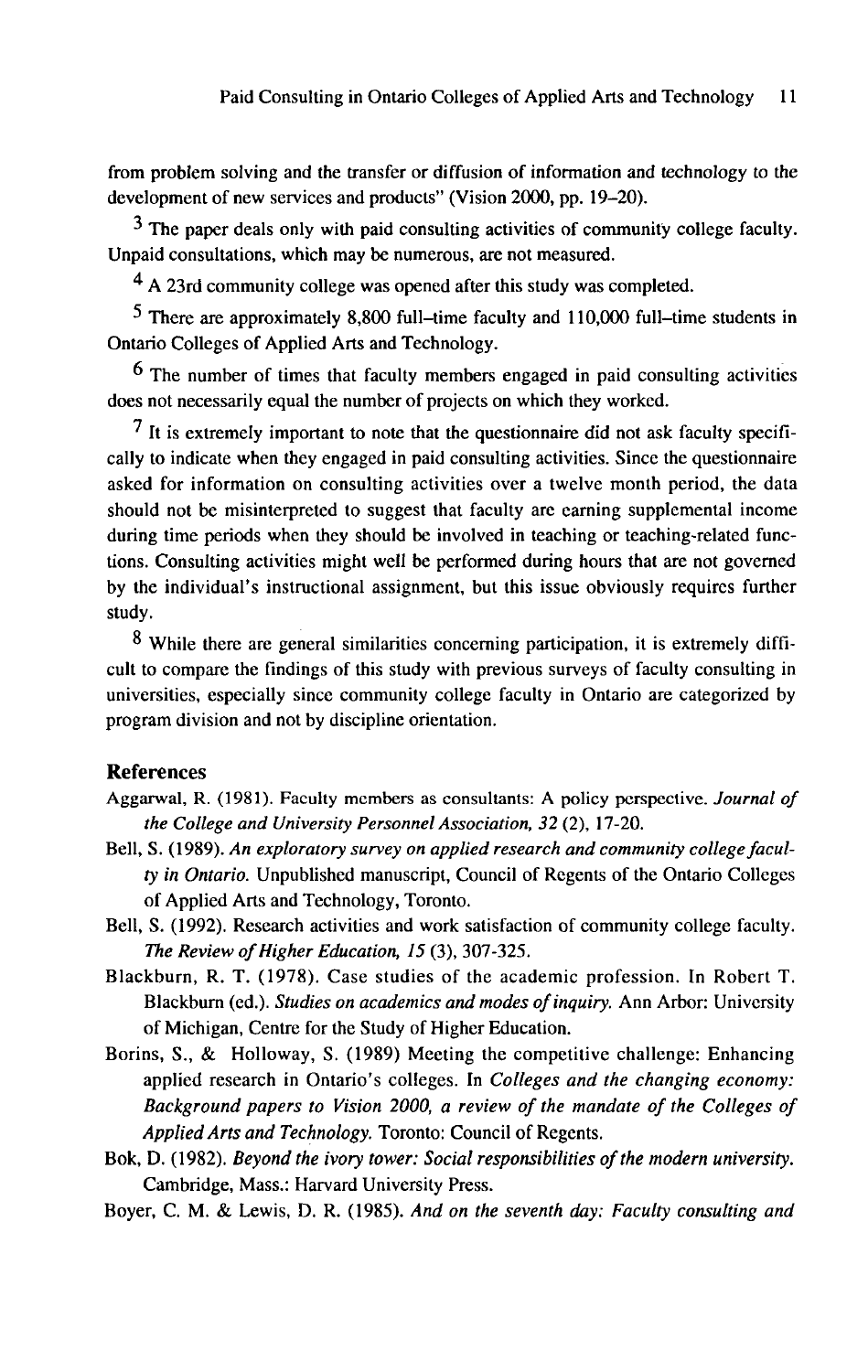from problem solving and the transfer or diffusion of information and technology to the development of new services and products" (Vision 2000, pp. 19–20).

[3] The paper deals only with paid consulting activities of community college faculty. Unpaid consultations, which may be numerous, are not measured.

[4] A 23rd community college was opened after this study was completed.

[5] There are approximately 8,800 full–time faculty and 110,000 full–time students in Ontario Colleges of Applied Arts and Technology.

[6] The number of times that faculty members engaged in paid consulting activities does not necessarily equal the number of projects on which they worked.

[7] It is extremely important to note that the questionnaire did not ask faculty specifically to indicate when they engaged in paid consulting activities. Since the questionnaire asked for information on consulting activities over a twelve month period, the data should not be misinterpreted to suggest that faculty are earning supplemental income during time periods when they should be involved in teaching or teaching-related functions. Consulting activities might well be performed during hours that are not governed by the individual's instructional assignment, but this issue obviously requires further study.

[8] While there are general similarities concerning participation, it is extremely difficult to compare the findings of this study with previous surveys of faculty consulting in universities, especially since community college faculty in Ontario are categorized by program division and not by discipline orientation.

## References

Aggarwal, R. (1981). Faculty members as consultants: A policy perspective. *Journal of the College and University Personnel Association, 32* (2), 17-20.

Bell, S. (1989). *An exploratory survey on applied research and community college faculty in Ontario.* Unpublished manuscript, Council of Regents of the Ontario Colleges of Applied Arts and Technology, Toronto.

Bell, S. (1992). Research activities and work satisfaction of community college faculty. *The Review of Higher Education, 15* (3), 307-325.

Blackburn, R. T. (1978). Case studies of the academic profession. In Robert T. Blackburn (ed.). *Studies on academics and modes of inquiry.* Ann Arbor: University of Michigan, Centre for the Study of Higher Education.

Borins, S., & Holloway, S. (1989) Meeting the competitive challenge: Enhancing applied research in Ontario's colleges. In *Colleges and the changing economy: Background papers to Vision 2000, a review of the mandate of the Colleges of Applied Arts and Technology.* Toronto: Council of Regents.

Bok, D. (1982). *Beyond the ivory tower: Social responsibilities of the modern university.* Cambridge, Mass.: Harvard University Press.

Boyer, C. M. & Lewis, D. R. (1985). *And on the seventh day: Faculty consulting and*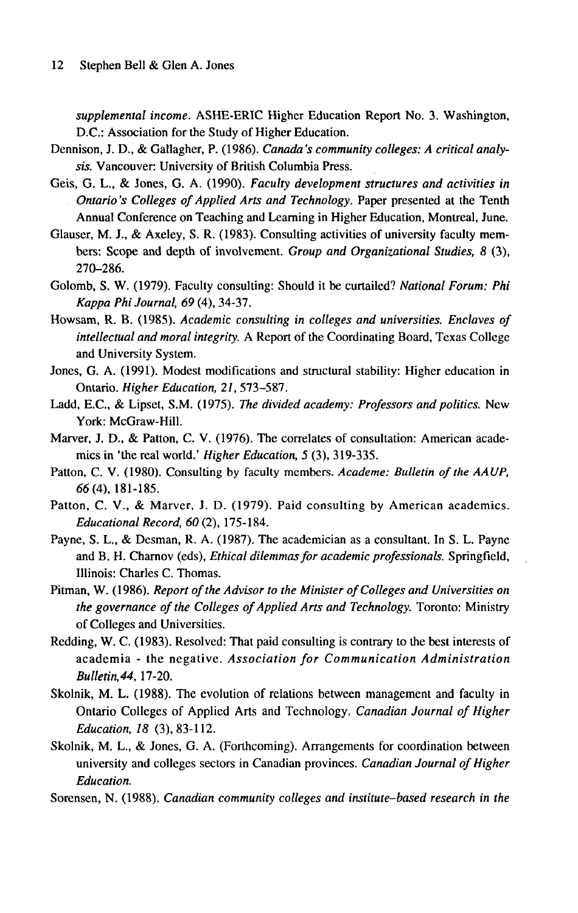*supplemental income*. ASHE-ERIC Higher Education Report No. 3. Washington, D.C.: Association for the Study of Higher Education.

Dennison, J. D., & Gallagher, P. (1986). *Canada's community colleges: A critical analysis.* Vancouver: University of British Columbia Press.

Geis, G. L., & Jones, G. A. (1990). *Faculty development structures and activities in Ontario's Colleges of Applied Arts and Technology.* Paper presented at the Tenth Annual Conference on Teaching and Learning in Higher Education, Montreal, June.

Glauser, M. J., & Axeley, S. R. (1983). Consulting activities of university faculty members: Scope and depth of involvement. *Group and Organizational Studies, 8* (3), 270–286.

Golomb, S. W. (1979). Faculty consulting: Should it be curtailed? *National Forum: Phi Kappa Phi Journal, 69* (4), 34-37.

Howsam, R. B. (1985). *Academic consulting in colleges and universities. Enclaves of intellectual and moral integrity.* A Report of the Coordinating Board, Texas College and University System.

Jones, G. A. (1991). Modest modifications and structural stability: Higher education in Ontario. *Higher Education, 21*, 573–587.

Ladd, E.C., & Lipset, S.M. (1975). *The divided academy: Professors and politics.* New York: McGraw-Hill.

Marver, J. D., & Patton, C. V. (1976). The correlates of consultation: American academics in 'the real world.' *Higher Education, 5* (3), 319-335.

Patton, C. V. (1980). Consulting by faculty members. *Academe: Bulletin of the AAUP, 66* (4), 181-185.

Patton, C. V., & Marver, J. D. (1979). Paid consulting by American academics. *Educational Record, 60* (2), 175-184.

Payne, S. L., & Desman, R. A. (1987). The academician as a consultant. In S. L. Payne and B. H. Charnov (eds), *Ethical dilemmas for academic professionals.* Springfield, Illinois: Charles C. Thomas.

Pitman, W. (1986). *Report of the Advisor to the Minister of Colleges and Universities on the governance of the Colleges of Applied Arts and Technology.* Toronto: Ministry of Colleges and Universities.

Redding, W. C. (1983). Resolved: That paid consulting is contrary to the best interests of academia - the negative. *Association for Communication Administration Bulletin, 44*, 17-20.

Skolnik, M. L. (1988). The evolution of relations between management and faculty in Ontario Colleges of Applied Arts and Technology. *Canadian Journal of Higher Education, 18* (3), 83-112.

Skolnik, M. L., & Jones, G. A. (Forthcoming). Arrangements for coordination between university and colleges sectors in Canadian provinces. *Canadian Journal of Higher Education.*

Sorensen, N. (1988). *Canadian community colleges and institute–based research in the*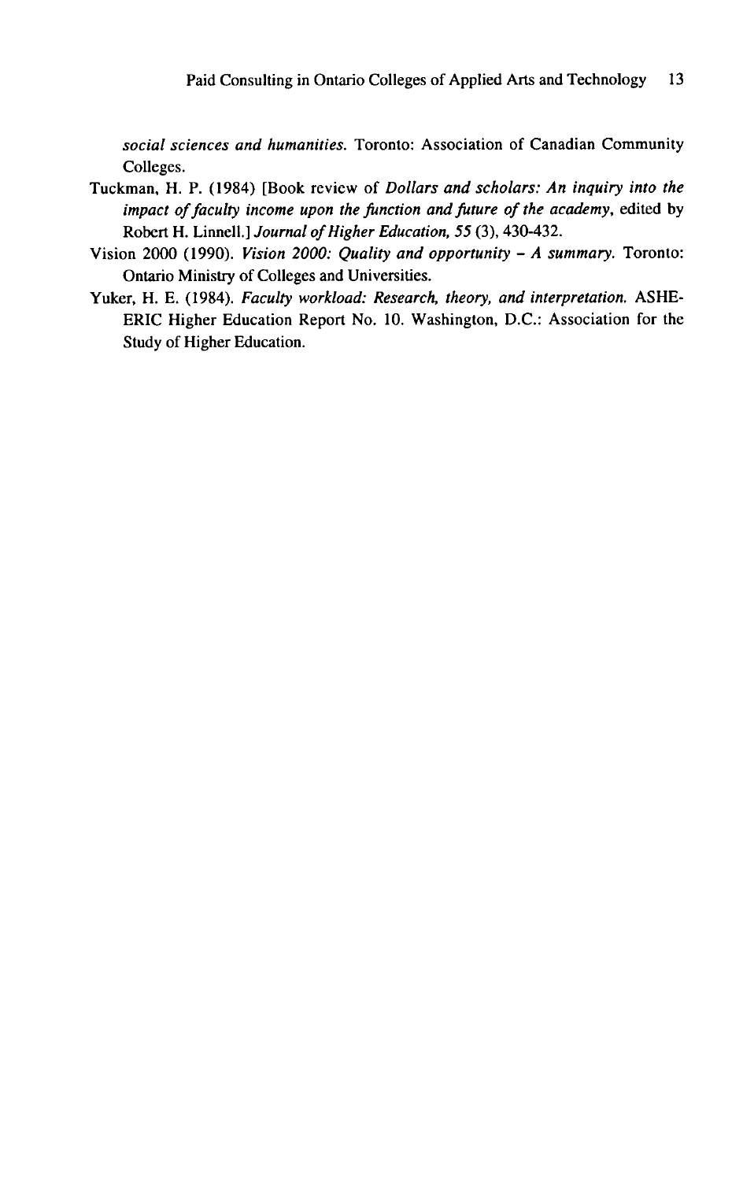*social sciences and humanities.* Toronto: Association of Canadian Community Colleges.

Tuckman, H. P. (1984) [Book review of *Dollars and scholars: An inquiry into the impact of faculty income upon the function and future of the academy*, edited by Robert H. Linnell.] *Journal of Higher Education, 55* (3), 430-432.

Vision 2000 (1990). *Vision 2000: Quality and opportunity – A summary.* Toronto: Ontario Ministry of Colleges and Universities.

Yuker, H. E. (1984). *Faculty workload: Research, theory, and interpretation.* ASHE-ERIC Higher Education Report No. 10. Washington, D.C.: Association for the Study of Higher Education.